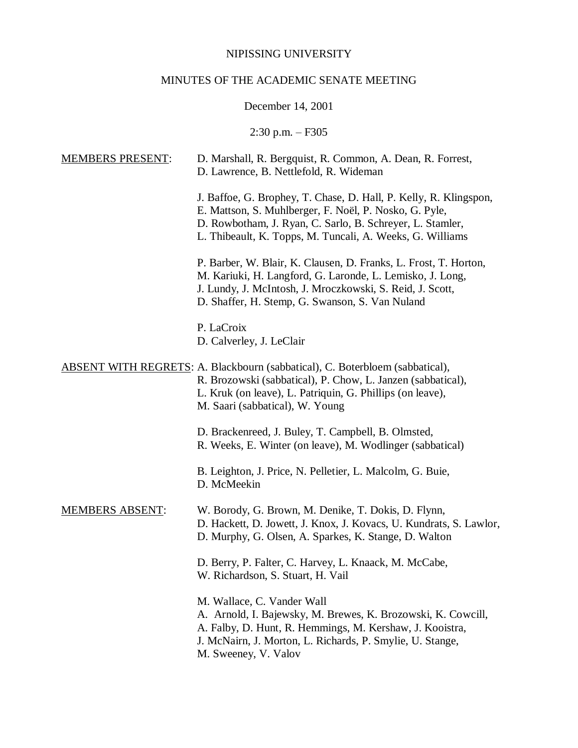NIPISSING UNIVERSITY

MINUTES OF THE ACADEMIC SENATE MEETING

December 14, 2001

2:30 p.m. – F305

MEMBERS PRESENT:

D. Marshall, R. Bergquist, R. Common, A. Dean, R. Forrest, D. Lawrence, B. Nettlefold, R. Wideman

J. Baffoe, G. Brophey, T. Chase, D. Hall, P. Kelly, R. Klingspon, E. Mattson, S. Muhlberger, F. Noël, P. Nosko, G. Pyle, D. Rowbotham, J. Ryan, C. Sarlo, B. Schreyer, L. Stamler, L. Thibeault, K. Topps, M. Tuncali, A. Weeks, G. Williams

P. Barber, W. Blair, K. Clausen, D. Franks, L. Frost, T. Horton, M. Kariuki, H. Langford, G. Laronde, L. Lemisko, J. Long, J. Lundy, J. McIntosh, J. Mroczkowski, S. Reid, J. Scott, D. Shaffer, H. Stemp, G. Swanson, S. Van Nuland

P. LaCroix
D. Calverley, J. LeClair

ABSENT WITH REGRETS:

A. Blackbourn (sabbatical), C. Boterbloem (sabbatical), R. Brozowski (sabbatical), P. Chow, L. Janzen (sabbatical), L. Kruk (on leave), L. Patriquin, G. Phillips (on leave), M. Saari (sabbatical), W. Young

D. Brackenreed, J. Buley, T. Campbell, B. Olmsted, R. Weeks, E. Winter (on leave), M. Wodlinger (sabbatical)

B. Leighton, J. Price, N. Pelletier, L. Malcolm, G. Buie, D. McMeekin

MEMBERS ABSENT:

W. Borody, G. Brown, M. Denike, T. Dokis, D. Flynn, D. Hackett, D. Jowett, J. Knox, J. Kovacs, U. Kundrats, S. Lawlor, D. Murphy, G. Olsen, A. Sparkes, K. Stange, D. Walton

D. Berry, P. Falter, C. Harvey, L. Knaack, M. McCabe, W. Richardson, S. Stuart, H. Vail

M. Wallace, C. Vander Wall
A. Arnold, I. Bajewsky, M. Brewes, K. Brozowski, K. Cowcill, A. Falby, D. Hunt, R. Hemmings, M. Kershaw, J. Kooistra, J. McNairn, J. Morton, L. Richards, P. Smylie, U. Stange, M. Sweeney, V. Valov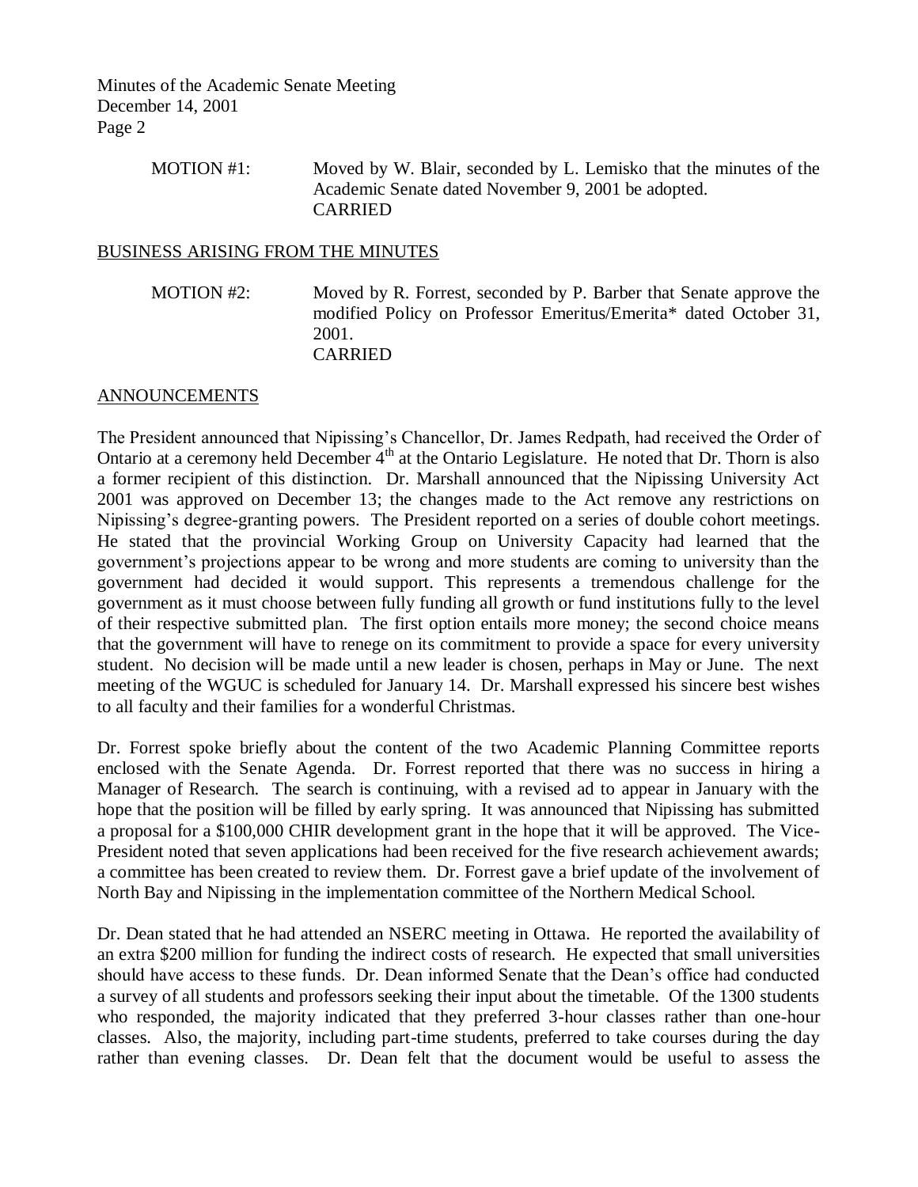MOTION #1: Moved by W. Blair, seconded by L. Lemisko that the minutes of the Academic Senate dated November 9, 2001 be adopted.
CARRIED

## BUSINESS ARISING FROM THE MINUTES

MOTION #2: Moved by R. Forrest, seconded by P. Barber that Senate approve the modified Policy on Professor Emeritus/Emerita* dated October 31, 2001.
CARRIED

## ANNOUNCEMENTS

The President announced that Nipissing's Chancellor, Dr. James Redpath, had received the Order of Ontario at a ceremony held December 4th at the Ontario Legislature. He noted that Dr. Thorn is also a former recipient of this distinction. Dr. Marshall announced that the Nipissing University Act 2001 was approved on December 13; the changes made to the Act remove any restrictions on Nipissing's degree-granting powers. The President reported on a series of double cohort meetings. He stated that the provincial Working Group on University Capacity had learned that the government's projections appear to be wrong and more students are coming to university than the government had decided it would support. This represents a tremendous challenge for the government as it must choose between fully funding all growth or fund institutions fully to the level of their respective submitted plan. The first option entails more money; the second choice means that the government will have to renege on its commitment to provide a space for every university student. No decision will be made until a new leader is chosen, perhaps in May or June. The next meeting of the WGUC is scheduled for January 14. Dr. Marshall expressed his sincere best wishes to all faculty and their families for a wonderful Christmas.

Dr. Forrest spoke briefly about the content of the two Academic Planning Committee reports enclosed with the Senate Agenda. Dr. Forrest reported that there was no success in hiring a Manager of Research. The search is continuing, with a revised ad to appear in January with the hope that the position will be filled by early spring. It was announced that Nipissing has submitted a proposal for a $100,000 CHIR development grant in the hope that it will be approved. The Vice-President noted that seven applications had been received for the five research achievement awards; a committee has been created to review them. Dr. Forrest gave a brief update of the involvement of North Bay and Nipissing in the implementation committee of the Northern Medical School.

Dr. Dean stated that he had attended an NSERC meeting in Ottawa. He reported the availability of an extra $200 million for funding the indirect costs of research. He expected that small universities should have access to these funds. Dr. Dean informed Senate that the Dean's office had conducted a survey of all students and professors seeking their input about the timetable. Of the 1300 students who responded, the majority indicated that they preferred 3-hour classes rather than one-hour classes. Also, the majority, including part-time students, preferred to take courses during the day rather than evening classes. Dr. Dean felt that the document would be useful to assess the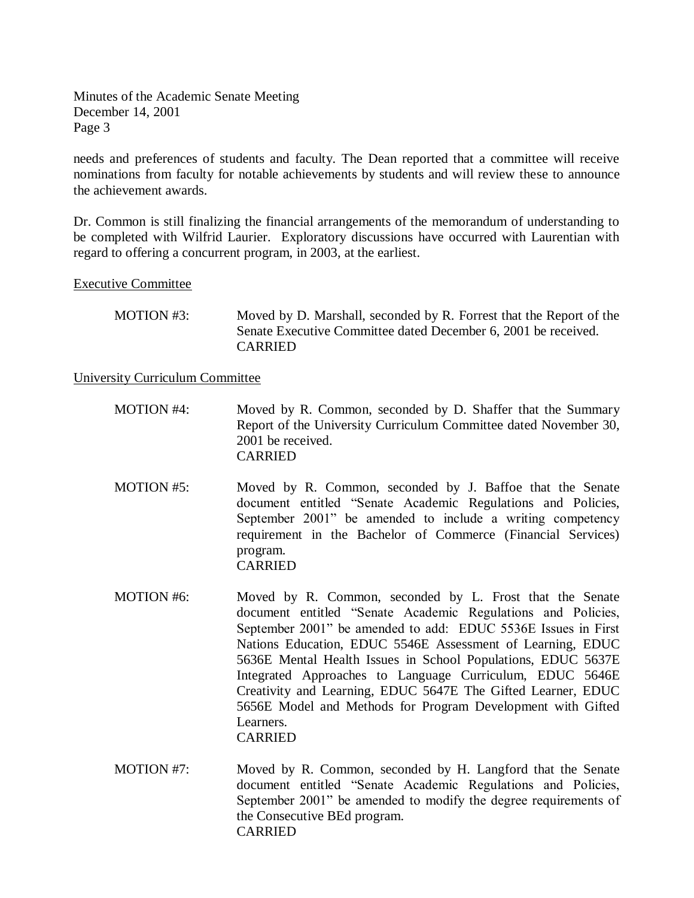needs and preferences of students and faculty. The Dean reported that a committee will receive nominations from faculty for notable achievements by students and will review these to announce the achievement awards.

Dr. Common is still finalizing the financial arrangements of the memorandum of understanding to be completed with Wilfrid Laurier. Exploratory discussions have occurred with Laurentian with regard to offering a concurrent program, in 2003, at the earliest.

<u>Executive Committee</u>

MOTION #3: Moved by D. Marshall, seconded by R. Forrest that the Report of the Senate Executive Committee dated December 6, 2001 be received.
CARRIED

<u>University Curriculum Committee</u>

MOTION #4: Moved by R. Common, seconded by D. Shaffer that the Summary Report of the University Curriculum Committee dated November 30, 2001 be received.
CARRIED

MOTION #5: Moved by R. Common, seconded by J. Baffoe that the Senate document entitled "Senate Academic Regulations and Policies, September 2001" be amended to include a writing competency requirement in the Bachelor of Commerce (Financial Services) program.
CARRIED

MOTION #6: Moved by R. Common, seconded by L. Frost that the Senate document entitled "Senate Academic Regulations and Policies, September 2001" be amended to add: EDUC 5536E Issues in First Nations Education, EDUC 5546E Assessment of Learning, EDUC 5636E Mental Health Issues in School Populations, EDUC 5637E Integrated Approaches to Language Curriculum, EDUC 5646E Creativity and Learning, EDUC 5647E The Gifted Learner, EDUC 5656E Model and Methods for Program Development with Gifted Learners.
CARRIED

MOTION #7: Moved by R. Common, seconded by H. Langford that the Senate document entitled "Senate Academic Regulations and Policies, September 2001" be amended to modify the degree requirements of the Consecutive BEd program.
CARRIED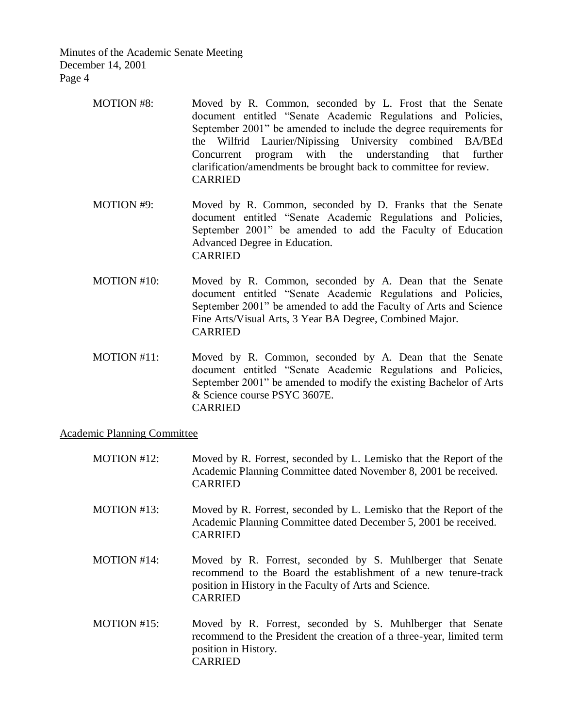MOTION #8: Moved by R. Common, seconded by L. Frost that the Senate document entitled "Senate Academic Regulations and Policies, September 2001" be amended to include the degree requirements for the Wilfrid Laurier/Nipissing University combined BA/BEd Concurrent program with the understanding that further clarification/amendments be brought back to committee for review.
CARRIED

MOTION #9: Moved by R. Common, seconded by D. Franks that the Senate document entitled "Senate Academic Regulations and Policies, September 2001" be amended to add the Faculty of Education Advanced Degree in Education.
CARRIED

MOTION #10: Moved by R. Common, seconded by A. Dean that the Senate document entitled "Senate Academic Regulations and Policies, September 2001" be amended to add the Faculty of Arts and Science Fine Arts/Visual Arts, 3 Year BA Degree, Combined Major.
CARRIED

MOTION #11: Moved by R. Common, seconded by A. Dean that the Senate document entitled "Senate Academic Regulations and Policies, September 2001" be amended to modify the existing Bachelor of Arts & Science course PSYC 3607E.
CARRIED

## Academic Planning Committee

MOTION #12: Moved by R. Forrest, seconded by L. Lemisko that the Report of the Academic Planning Committee dated November 8, 2001 be received.
CARRIED

MOTION #13: Moved by R. Forrest, seconded by L. Lemisko that the Report of the Academic Planning Committee dated December 5, 2001 be received.
CARRIED

MOTION #14: Moved by R. Forrest, seconded by S. Muhlberger that Senate recommend to the Board the establishment of a new tenure-track position in History in the Faculty of Arts and Science.
CARRIED

MOTION #15: Moved by R. Forrest, seconded by S. Muhlberger that Senate recommend to the President the creation of a three-year, limited term position in History.
CARRIED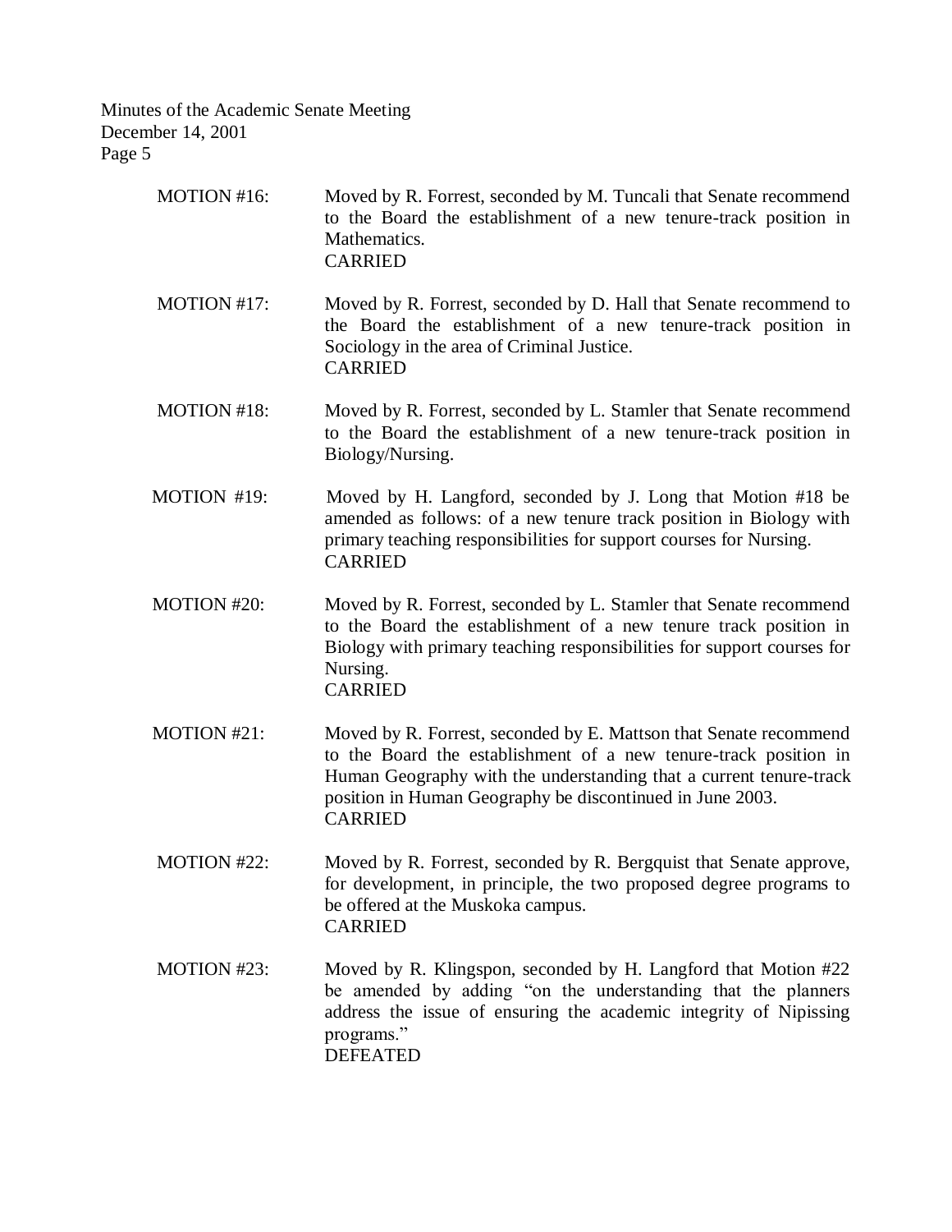MOTION #16: Moved by R. Forrest, seconded by M. Tuncali that Senate recommend to the Board the establishment of a new tenure-track position in Mathematics.
CARRIED

MOTION #17: Moved by R. Forrest, seconded by D. Hall that Senate recommend to the Board the establishment of a new tenure-track position in Sociology in the area of Criminal Justice.
CARRIED

MOTION #18: Moved by R. Forrest, seconded by L. Stamler that Senate recommend to the Board the establishment of a new tenure-track position in Biology/Nursing.

MOTION #19: Moved by H. Langford, seconded by J. Long that Motion #18 be amended as follows: of a new tenure track position in Biology with primary teaching responsibilities for support courses for Nursing.
CARRIED

MOTION #20: Moved by R. Forrest, seconded by L. Stamler that Senate recommend to the Board the establishment of a new tenure track position in Biology with primary teaching responsibilities for support courses for Nursing.
CARRIED

MOTION #21: Moved by R. Forrest, seconded by E. Mattson that Senate recommend to the Board the establishment of a new tenure-track position in Human Geography with the understanding that a current tenure-track position in Human Geography be discontinued in June 2003.
CARRIED

MOTION #22: Moved by R. Forrest, seconded by R. Bergquist that Senate approve, for development, in principle, the two proposed degree programs to be offered at the Muskoka campus.
CARRIED

MOTION #23: Moved by R. Klingspon, seconded by H. Langford that Motion #22 be amended by adding "on the understanding that the planners address the issue of ensuring the academic integrity of Nipissing programs."
DEFEATED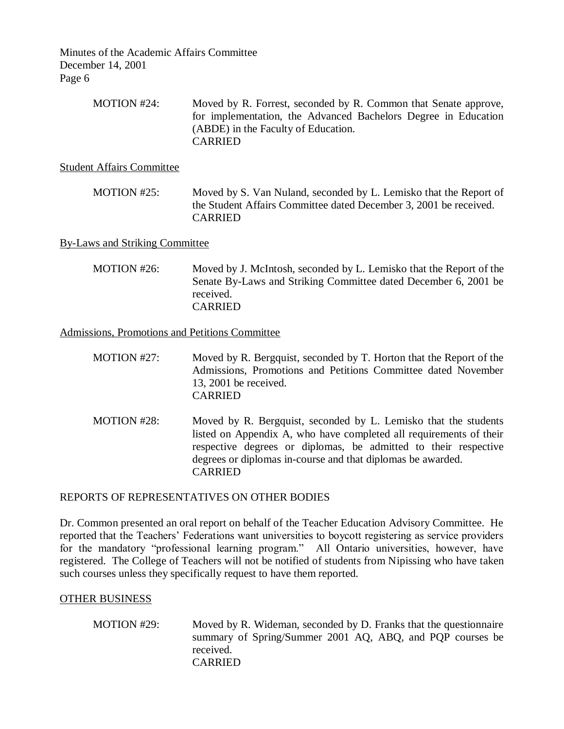MOTION #24: Moved by R. Forrest, seconded by R. Common that Senate approve, for implementation, the Advanced Bachelors Degree in Education (ABDE) in the Faculty of Education.
CARRIED

Student Affairs Committee

MOTION #25: Moved by S. Van Nuland, seconded by L. Lemisko that the Report of the Student Affairs Committee dated December 3, 2001 be received.
CARRIED

By-Laws and Striking Committee

MOTION #26: Moved by J. McIntosh, seconded by L. Lemisko that the Report of the Senate By-Laws and Striking Committee dated December 6, 2001 be received.
CARRIED

Admissions, Promotions and Petitions Committee

MOTION #27: Moved by R. Bergquist, seconded by T. Horton that the Report of the Admissions, Promotions and Petitions Committee dated November 13, 2001 be received.
CARRIED

MOTION #28: Moved by R. Bergquist, seconded by L. Lemisko that the students listed on Appendix A, who have completed all requirements of their respective degrees or diplomas, be admitted to their respective degrees or diplomas in-course and that diplomas be awarded.
CARRIED

## REPORTS OF REPRESENTATIVES ON OTHER BODIES

Dr. Common presented an oral report on behalf of the Teacher Education Advisory Committee. He reported that the Teachers' Federations want universities to boycott registering as service providers for the mandatory "professional learning program." All Ontario universities, however, have registered. The College of Teachers will not be notified of students from Nipissing who have taken such courses unless they specifically request to have them reported.

## OTHER BUSINESS

MOTION #29: Moved by R. Wideman, seconded by D. Franks that the questionnaire summary of Spring/Summer 2001 AQ, ABQ, and PQP courses be received.
CARRIED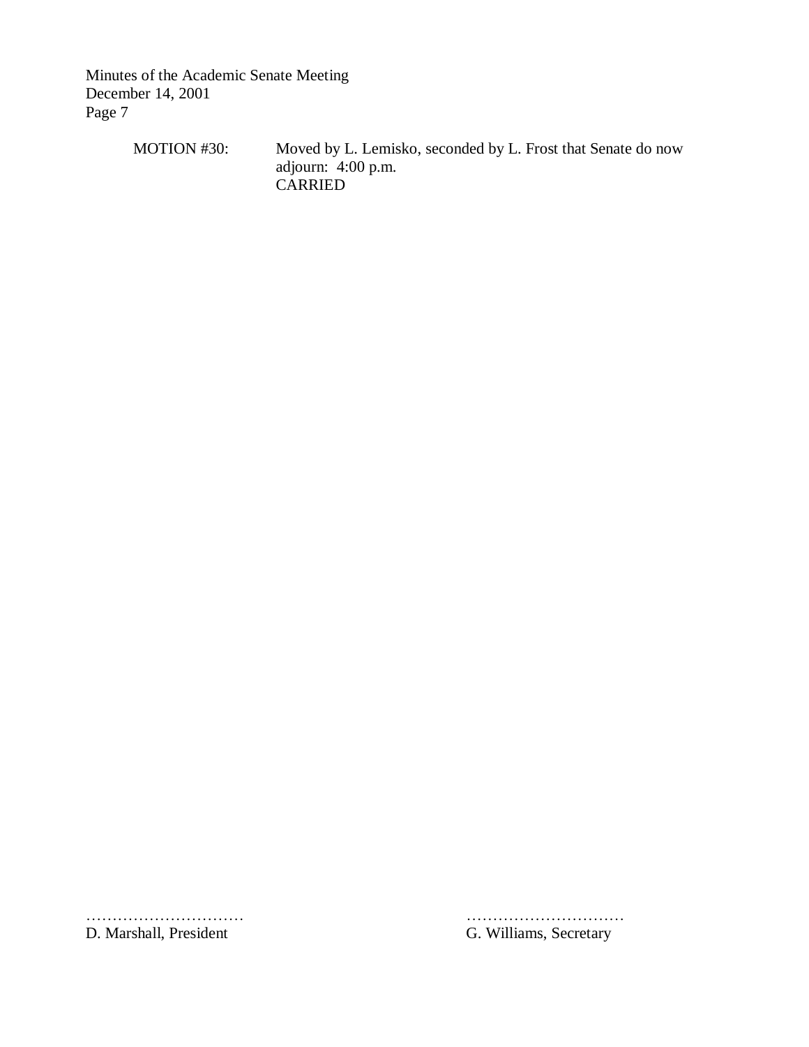MOTION #30: Moved by L. Lemisko, seconded by L. Frost that Senate do now adjourn: 4:00 p.m.
CARRIED

…………………………  
D. Marshall, President

…………………………  
G. Williams, Secretary